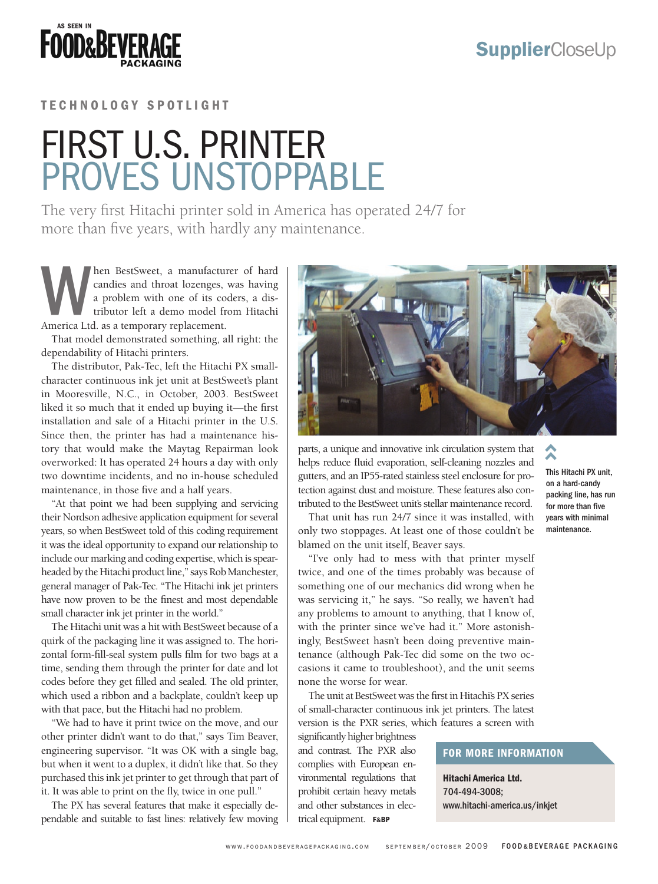AS SEEN IN FOOD&BEVERAGE PACKAGING

**Supplier**CloseUp

TECHNOLOGY SPOTLIGHT

# FIRST U.S. PRINTER PROVES UNSTOPPABLE

The very first Hitachi printer sold in America has operated 24/7 for more than five years, with hardly any maintenance.

When BestSweet, a manufacturer of hard candies and throat lozenges, was having a problem with one of its coders, a distributor left a demo model from Hitachi America Ltd. as a temporary replacement.

That model demonstrated something, all right: the dependability of Hitachi printers.

The distributor, Pak-Tec, left the Hitachi PX small-character continuous ink jet unit at BestSweet's plant in Mooresville, N.C., in October, 2003. BestSweet liked it so much that it ended up buying it—the first installation and sale of a Hitachi printer in the U.S. Since then, the printer has had a maintenance history that would make the Maytag Repairman look overworked: It has operated 24 hours a day with only two downtime incidents, and no in-house scheduled maintenance, in those five and a half years.

"At that point we had been supplying and servicing their Nordson adhesive application equipment for several years, so when BestSweet told of this coding requirement it was the ideal opportunity to expand our relationship to include our marking and coding expertise, which is spearheaded by the Hitachi product line," says Rob Manchester, general manager of Pak-Tec. "The Hitachi ink jet printers have now proven to be the finest and most dependable small character ink jet printer in the world."

The Hitachi unit was a hit with BestSweet because of a quirk of the packaging line it was assigned to. The horizontal form-fill-seal system pulls film for two bags at a time, sending them through the printer for date and lot codes before they get filled and sealed. The old printer, which used a ribbon and a backplate, couldn't keep up with that pace, but the Hitachi had no problem.

"We had to have it print twice on the move, and our other printer didn't want to do that," says Tim Beaver, engineering supervisor. "It was OK with a single bag, but when it went to a duplex, it didn't like that. So they purchased this ink jet printer to get through that part of it. It was able to print on the fly, twice in one pull."

The PX has several features that make it especially dependable and suitable to fast lines: relatively few moving parts, a unique and innovative ink circulation system that helps reduce fluid evaporation, self-cleaning nozzles and gutters, and an IP55-rated stainless steel enclosure for protection against dust and moisture. These features also contributed to the BestSweet unit's stellar maintenance record.

This Hitachi PX unit, on a hard-candy packing line, has run for more than five years with minimal maintenance.

That unit has run 24/7 since it was installed, with only two stoppages. At least one of those couldn't be blamed on the unit itself, Beaver says.

"I've only had to mess with that printer myself twice, and one of the times probably was because of something one of our mechanics did wrong when he was servicing it," he says. "So really, we haven't had any problems to amount to anything, that I know of, with the printer since we've had it." More astonishingly, BestSweet hasn't been doing preventive maintenance (although Pak-Tec did some on the two occasions it came to troubleshoot), and the unit seems none the worse for wear.

The unit at BestSweet was the first in Hitachi's PX series of small-character continuous ink jet printers. The latest version is the PXR series, which features a screen with significantly higher brightness and contrast. The PXR also complies with European environmental regulations that prohibit certain heavy metals and other substances in electrical equipment. F&BP

**FOR MORE INFORMATION**

**Hitachi America Ltd.**
704-494-3008;
www.hitachi-america.us/inkjet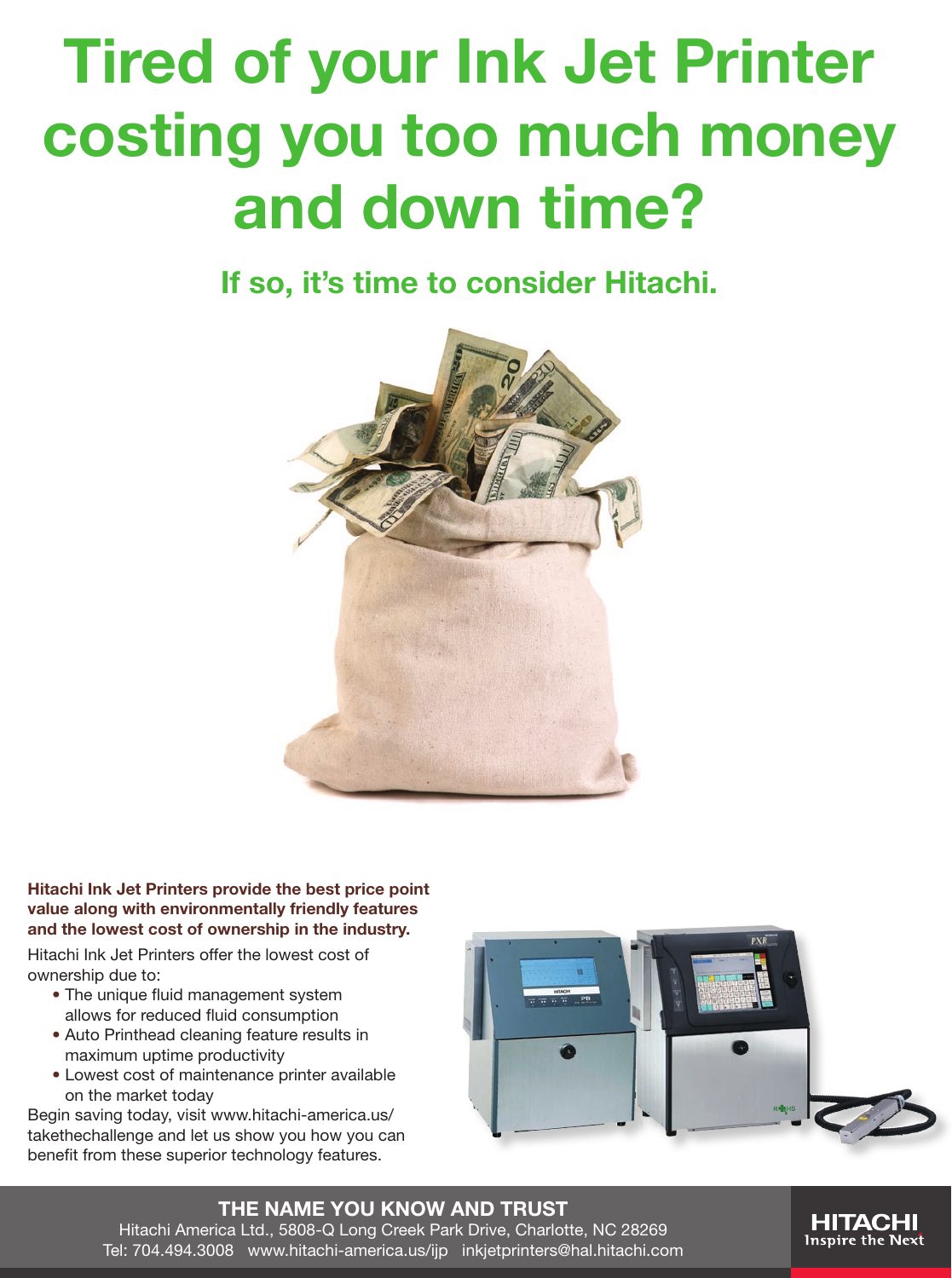# Tired of your Ink Jet Printer costing you too much money and down time?

## If so, it's time to consider Hitachi.

**Hitachi Ink Jet Printers provide the best price point value along with environmentally friendly features and the lowest cost of ownership in the industry.**

Hitachi Ink Jet Printers offer the lowest cost of ownership due to:

- The unique fluid management system allows for reduced fluid consumption
- Auto Printhead cleaning feature results in maximum uptime productivity
- Lowest cost of maintenance printer available on the market today

Begin saving today, visit www.hitachi-america.us/takethechallenge and let us show you how you can benefit from these superior technology features.

**THE NAME YOU KNOW AND TRUST**

Hitachi America Ltd., 5808-Q Long Creek Park Drive, Charlotte, NC 28269
Tel: 704.494.3008 www.hitachi-america.us/ijp inkjetprinters@hal.hitachi.com

**HITACHI**
Inspire the Next